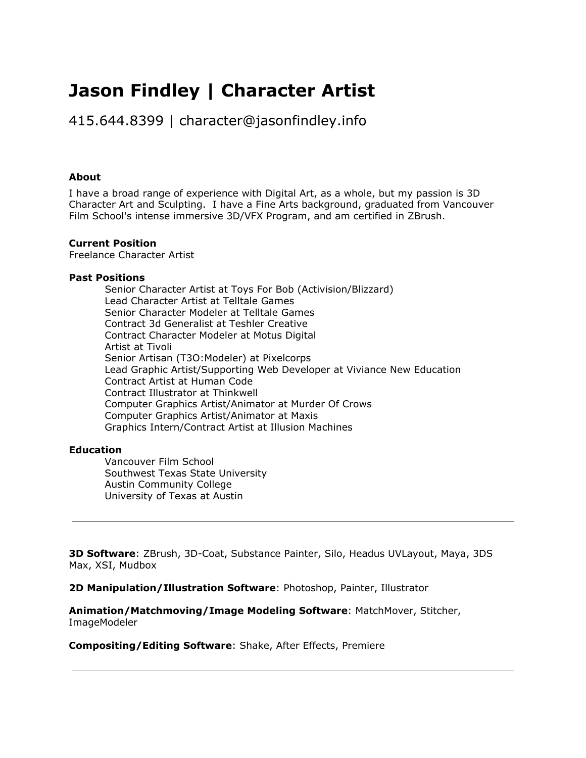# Jason Findley | Character Artist

415.644.8399 | character@jasonfindley.info

**About**

I have a broad range of experience with Digital Art, as a whole, but my passion is 3D Character Art and Sculpting. I have a Fine Arts background, graduated from Vancouver Film School's intense immersive 3D/VFX Program, and am certified in ZBrush.

**Current Position**

Freelance Character Artist

**Past Positions**

- Senior Character Artist at Toys For Bob (Activision/Blizzard)
- Lead Character Artist at Telltale Games
- Senior Character Modeler at Telltale Games
- Contract 3d Generalist at Teshler Creative
- Contract Character Modeler at Motus Digital
- Artist at Tivoli
- Senior Artisan (T3O:Modeler) at Pixelcorps
- Lead Graphic Artist/Supporting Web Developer at Viviance New Education
- Contract Artist at Human Code
- Contract Illustrator at Thinkwell
- Computer Graphics Artist/Animator at Murder Of Crows
- Computer Graphics Artist/Animator at Maxis
- Graphics Intern/Contract Artist at Illusion Machines

**Education**

- Vancouver Film School
- Southwest Texas State University
- Austin Community College
- University of Texas at Austin

---

**3D Software**: ZBrush, 3D-Coat, Substance Painter, Silo, Headus UVLayout, Maya, 3DS Max, XSI, Mudbox

**2D Manipulation/Illustration Software**: Photoshop, Painter, Illustrator

**Animation/Matchmoving/Image Modeling Software**: MatchMover, Stitcher, ImageModeler

**Compositing/Editing Software**: Shake, After Effects, Premiere

---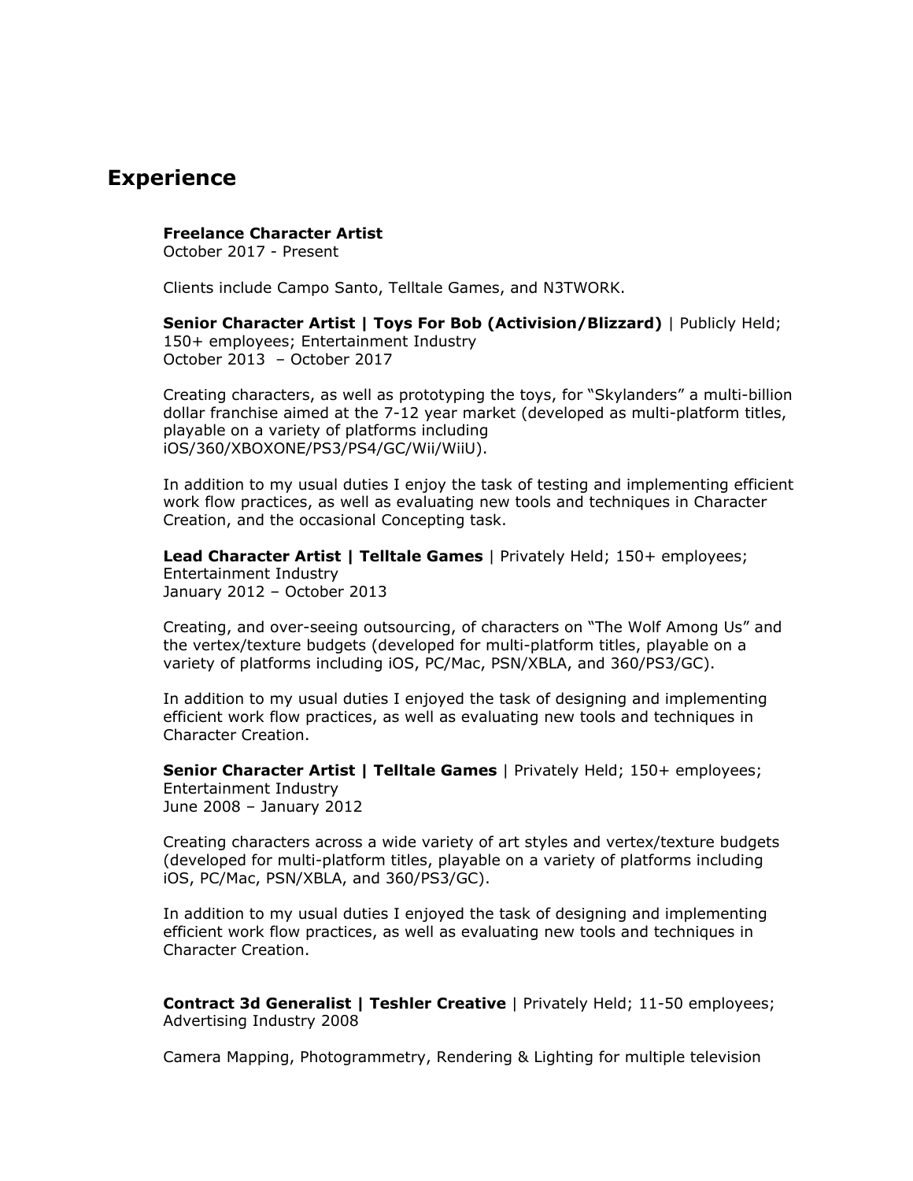## Experience

**Freelance Character Artist**
October 2017 - Present

Clients include Campo Santo, Telltale Games, and N3TWORK.

**Senior Character Artist | Toys For Bob (Activision/Blizzard)** | Publicly Held; 150+ employees; Entertainment Industry
October 2013 – October 2017

Creating characters, as well as prototyping the toys, for "Skylanders" a multi-billion dollar franchise aimed at the 7-12 year market (developed as multi-platform titles, playable on a variety of platforms including iOS/360/XBOXONE/PS3/PS4/GC/Wii/WiiU).

In addition to my usual duties I enjoy the task of testing and implementing efficient work flow practices, as well as evaluating new tools and techniques in Character Creation, and the occasional Concepting task.

**Lead Character Artist | Telltale Games** | Privately Held; 150+ employees; Entertainment Industry
January 2012 – October 2013

Creating, and over-seeing outsourcing, of characters on "The Wolf Among Us" and the vertex/texture budgets (developed for multi-platform titles, playable on a variety of platforms including iOS, PC/Mac, PSN/XBLA, and 360/PS3/GC).

In addition to my usual duties I enjoyed the task of designing and implementing efficient work flow practices, as well as evaluating new tools and techniques in Character Creation.

**Senior Character Artist | Telltale Games** | Privately Held; 150+ employees; Entertainment Industry
June 2008 – January 2012

Creating characters across a wide variety of art styles and vertex/texture budgets (developed for multi-platform titles, playable on a variety of platforms including iOS, PC/Mac, PSN/XBLA, and 360/PS3/GC).

In addition to my usual duties I enjoyed the task of designing and implementing efficient work flow practices, as well as evaluating new tools and techniques in Character Creation.

**Contract 3d Generalist | Teshler Creative** | Privately Held; 11-50 employees; Advertising Industry 2008

Camera Mapping, Photogrammetry, Rendering & Lighting for multiple television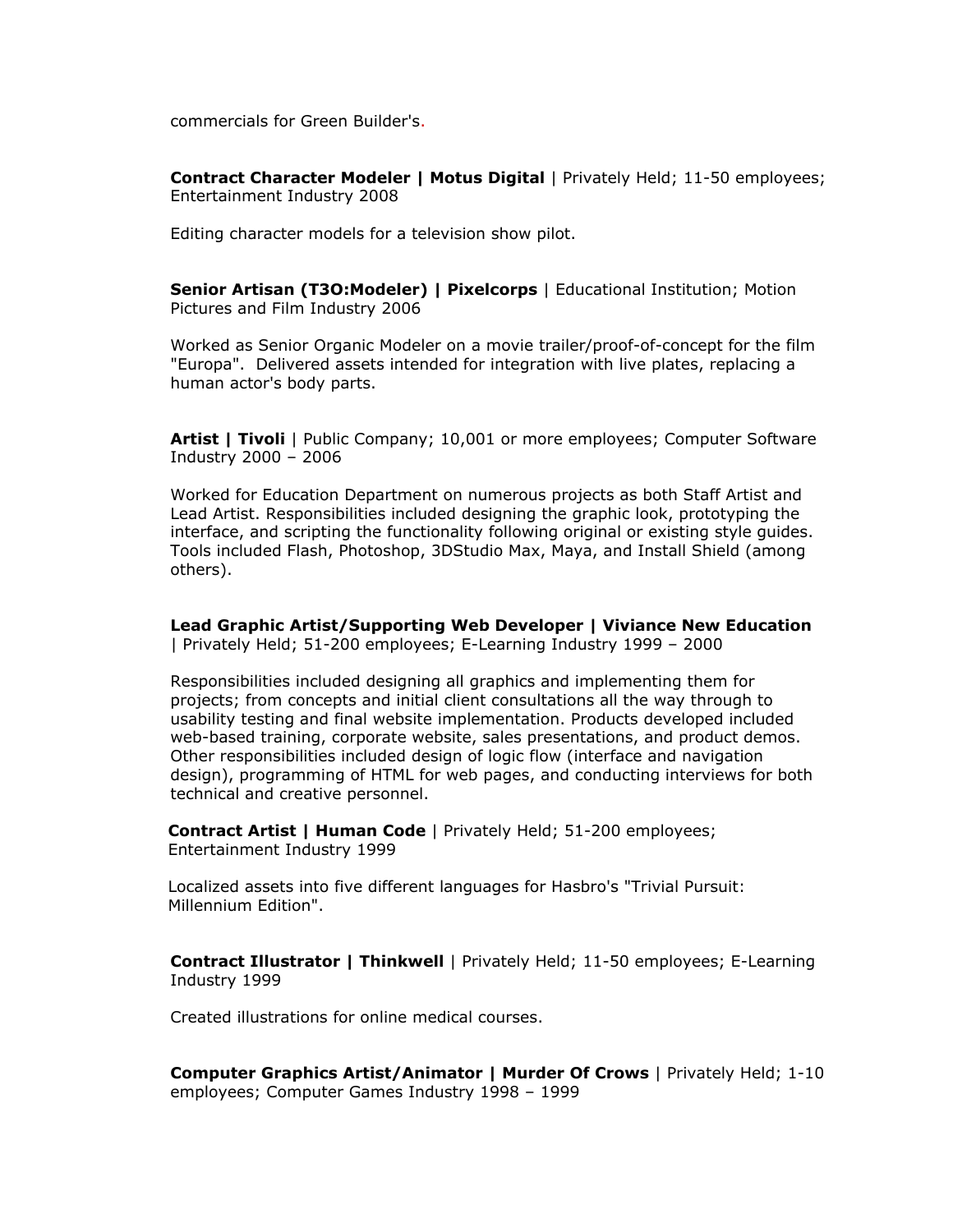commercials for Green Builder's.

**Contract Character Modeler | Motus Digital** | Privately Held; 11-50 employees; Entertainment Industry 2008

Editing character models for a television show pilot.

**Senior Artisan (T3O:Modeler) | Pixelcorps** | Educational Institution; Motion Pictures and Film Industry 2006

Worked as Senior Organic Modeler on a movie trailer/proof-of-concept for the film "Europa". Delivered assets intended for integration with live plates, replacing a human actor's body parts.

**Artist | Tivoli** | Public Company; 10,001 or more employees; Computer Software Industry 2000 – 2006

Worked for Education Department on numerous projects as both Staff Artist and Lead Artist. Responsibilities included designing the graphic look, prototyping the interface, and scripting the functionality following original or existing style guides. Tools included Flash, Photoshop, 3DStudio Max, Maya, and Install Shield (among others).

**Lead Graphic Artist/Supporting Web Developer | Viviance New Education** | Privately Held; 51-200 employees; E-Learning Industry 1999 – 2000

Responsibilities included designing all graphics and implementing them for projects; from concepts and initial client consultations all the way through to usability testing and final website implementation. Products developed included web-based training, corporate website, sales presentations, and product demos. Other responsibilities included design of logic flow (interface and navigation design), programming of HTML for web pages, and conducting interviews for both technical and creative personnel.

**Contract Artist | Human Code** | Privately Held; 51-200 employees; Entertainment Industry 1999

Localized assets into five different languages for Hasbro's "Trivial Pursuit: Millennium Edition".

**Contract Illustrator | Thinkwell** | Privately Held; 11-50 employees; E-Learning Industry 1999

Created illustrations for online medical courses.

**Computer Graphics Artist/Animator | Murder Of Crows** | Privately Held; 1-10 employees; Computer Games Industry 1998 – 1999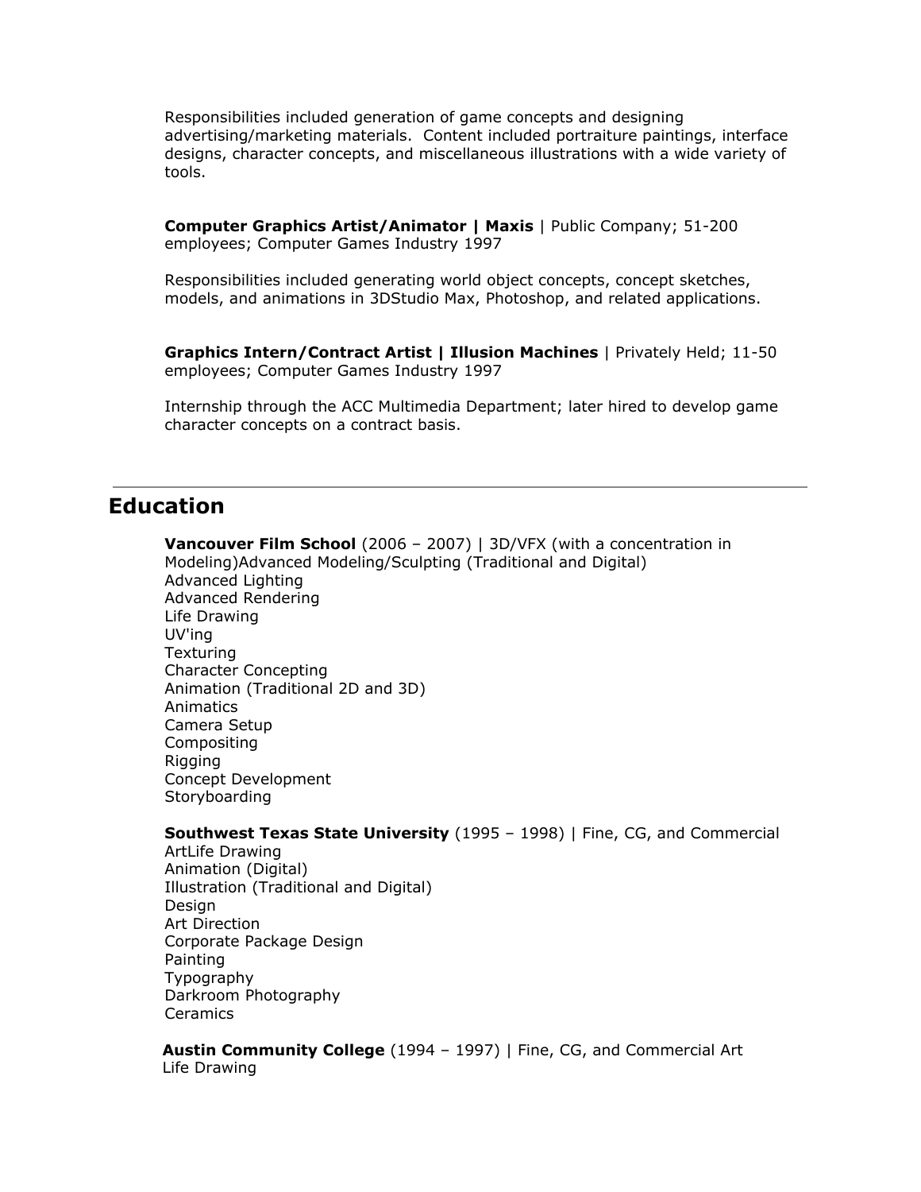Responsibilities included generation of game concepts and designing advertising/marketing materials. Content included portraiture paintings, interface designs, character concepts, and miscellaneous illustrations with a wide variety of tools.

**Computer Graphics Artist/Animator | Maxis** | Public Company; 51-200 employees; Computer Games Industry 1997

Responsibilities included generating world object concepts, concept sketches, models, and animations in 3DStudio Max, Photoshop, and related applications.

**Graphics Intern/Contract Artist | Illusion Machines** | Privately Held; 11-50 employees; Computer Games Industry 1997

Internship through the ACC Multimedia Department; later hired to develop game character concepts on a contract basis.

---

## Education

**Vancouver Film School** (2006 – 2007) | 3D/VFX (with a concentration in Modeling)Advanced Modeling/Sculpting (Traditional and Digital)
Advanced Lighting
Advanced Rendering
Life Drawing
UV'ing
Texturing
Character Concepting
Animation (Traditional 2D and 3D)
Animatics
Camera Setup
Compositing
Rigging
Concept Development
Storyboarding

**Southwest Texas State University** (1995 – 1998) | Fine, CG, and Commercial ArtLife Drawing
Animation (Digital)
Illustration (Traditional and Digital)
Design
Art Direction
Corporate Package Design
Painting
Typography
Darkroom Photography
Ceramics

**Austin Community College** (1994 – 1997) | Fine, CG, and Commercial Art
Life Drawing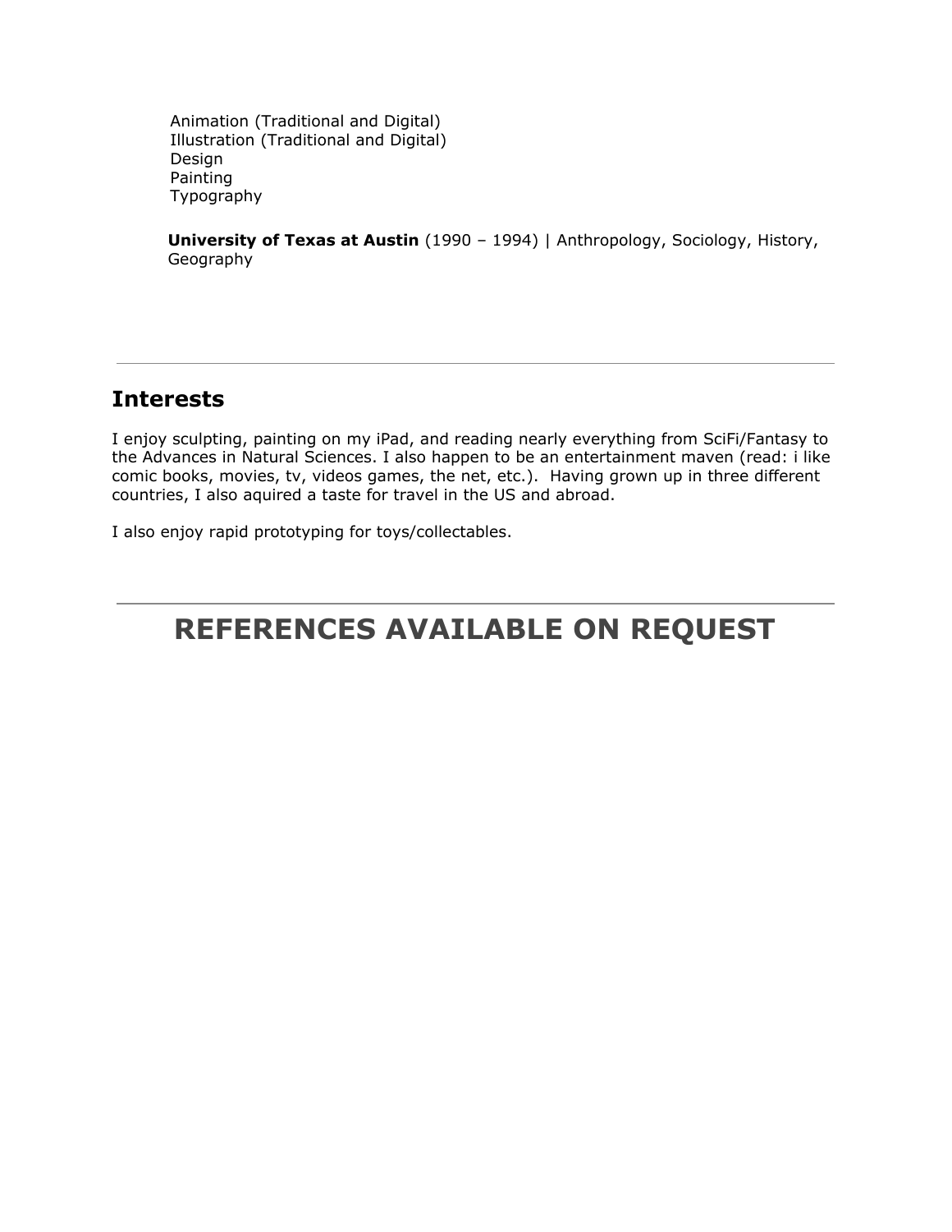Animation (Traditional and Digital)
Illustration (Traditional and Digital)
Design
Painting
Typography

**University of Texas at Austin** (1990 – 1994) | Anthropology, Sociology, History, Geography

---

## Interests

I enjoy sculpting, painting on my iPad, and reading nearly everything from SciFi/Fantasy to the Advances in Natural Sciences. I also happen to be an entertainment maven (read: i like comic books, movies, tv, videos games, the net, etc.). Having grown up in three different countries, I also aquired a taste for travel in the US and abroad.

I also enjoy rapid prototyping for toys/collectables.

---

# REFERENCES AVAILABLE ON REQUEST